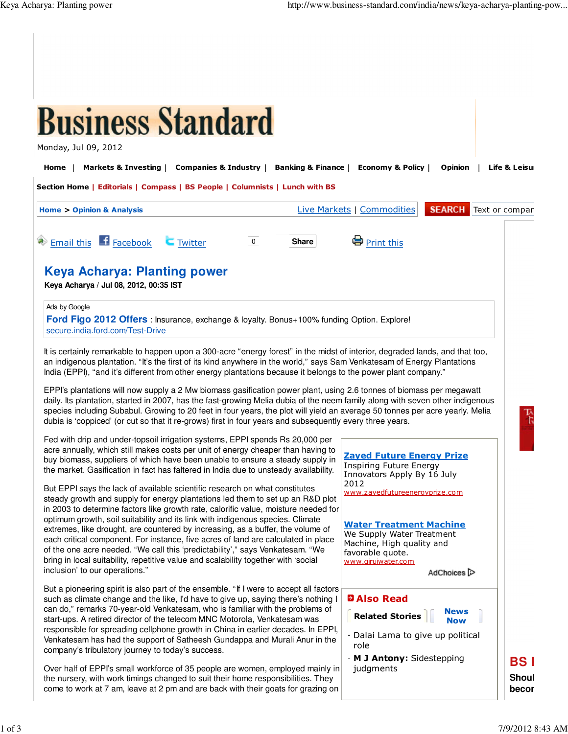# Keya Acharya: Planting power

**Keya Acharya / Jul 08, 2012, 00:35 IST**

It is certainly remarkable to happen upon a 300-acre "energy forest" in the midst of interior, degraded lands, and that too, an indigenous plantation. "It's the first of its kind anywhere in the world," says Sam Venkatesam of Energy Plantations India (EPPI), "and it's different from other energy plantations because it belongs to the power plant company."

EPPI's plantations will now supply a 2 Mw biomass gasification power plant, using 2.6 tonnes of biomass per megawatt daily. Its plantation, started in 2007, has the fast-growing Melia dubia of the neem family along with seven other indigenous species including Subabul. Growing to 20 feet in four years, the plot will yield an average 50 tonnes per acre yearly. Melia dubia is 'coppiced' (or cut so that it re-grows) first in four years and subsequently every three years.

Fed with drip and under-topsoil irrigation systems, EPPI spends Rs 20,000 per acre annually, which still makes costs per unit of energy cheaper than having to buy biomass, suppliers of which have been unable to ensure a steady supply in the market. Gasification in fact has faltered in India due to unsteady availability.

But EPPI says the lack of available scientific research on what constitutes steady growth and supply for energy plantations led them to set up an R&D plot in 2003 to determine factors like growth rate, calorific value, moisture needed for optimum growth, soil suitability and its link with indigenous species. Climate extremes, like drought, are countered by increasing, as a buffer, the volume of each critical component. For instance, five acres of land are calculated in place of the one acre needed. "We call this 'predictability'," says Venkatesam. "We bring in local suitability, repetitive value and scalability together with 'social inclusion' to our operations."

But a pioneering spirit is also part of the ensemble. "If I were to accept all factors such as climate change and the like, I'd have to give up, saying there's nothing I can do," remarks 70-year-old Venkatesam, who is familiar with the problems of start-ups. A retired director of the telecom MNC Motorola, Venkatesam was responsible for spreading cellphone growth in China in earlier decades. In EPPI, Venkatesam has had the support of Satheesh Gundappa and Murali Anur in the company's tributary journey to today's success.

Over half of EPPI's small workforce of 35 people are women, employed mainly in the nursery, with work timings changed to suit their home responsibilities. They come to work at 7 am, leave at 2 pm and are back with their goats for grazing on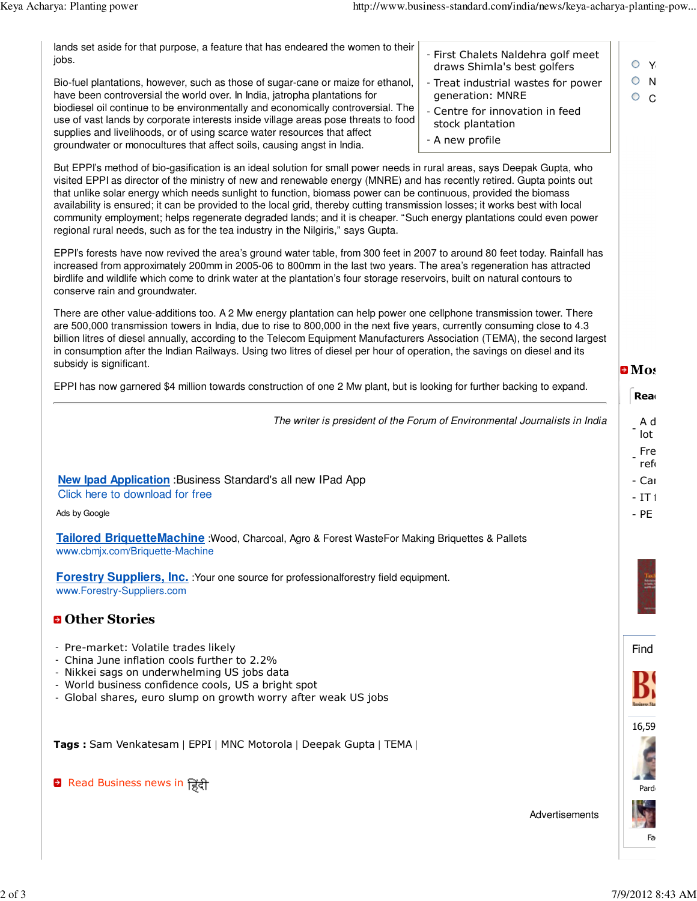lands set aside for that purpose, a feature that has endeared the women to their jobs.

- First Chalets Naldehra golf meet draws Shimla's best golfers
- Treat industrial wastes for power generation: MNRE
- Centre for innovation in feed stock plantation
- A new profile

Bio-fuel plantations, however, such as those of sugar-cane or maize for ethanol, have been controversial the world over. In India, jatropha plantations for biodiesel oil continue to be environmentally and economically controversial. The use of vast lands by corporate interests inside village areas pose threats to food supplies and livelihoods, or of using scarce water resources that affect groundwater or monocultures that affect soils, causing angst in India.

But EPPI's method of bio-gasification is an ideal solution for small power needs in rural areas, says Deepak Gupta, who visited EPPI as director of the ministry of new and renewable energy (MNRE) and has recently retired. Gupta points out that unlike solar energy which needs sunlight to function, biomass power can be continuous, provided the biomass availability is ensured; it can be provided to the local grid, thereby cutting transmission losses; it works best with local community employment; helps regenerate degraded lands; and it is cheaper. "Such energy plantations could even power regional rural needs, such as for the tea industry in the Nilgiris," says Gupta.

EPPI's forests have now revived the area's ground water table, from 300 feet in 2007 to around 80 feet today. Rainfall has increased from approximately 200mm in 2005-06 to 800mm in the last two years. The area's regeneration has attracted birdlife and wildlife which come to drink water at the plantation's four storage reservoirs, built on natural contours to conserve rain and groundwater.

There are other value-additions too. A 2 Mw energy plantation can help power one cellphone transmission tower. There are 500,000 transmission towers in India, due to rise to 800,000 in the next five years, currently consuming close to 4.3 billion litres of diesel annually, according to the Telecom Equipment Manufacturers Association (TEMA), the second largest in consumption after the Indian Railways. Using two litres of diesel per hour of operation, the savings on diesel and its subsidy is significant.

EPPI has now garnered $4 million towards construction of one 2 Mw plant, but is looking for further backing to expand.

---

*The writer is president of the Forum of Environmental Journalists in India*

**New Ipad Application** :Business Standard's all new IPad App
Click here to download for free

Ads by Google

**Tailored BriquetteMachine** :Wood, Charcoal, Agro & Forest WasteFor Making Briquettes & Pallets
www.cbmjx.com/Briquette-Machine

**Forestry Suppliers, Inc.** :Your one source for professionalforestry field equipment.
www.Forestry-Suppliers.com

## Other Stories

- Pre-market: Volatile trades likely
- China June inflation cools further to 2.2%
- Nikkei sags on underwhelming US jobs data
- World business confidence cools, US a bright spot
- Global shares, euro slump on growth worry after weak US jobs

**Tags :** Sam Venkatesam | EPPI | MNC Motorola | Deepak Gupta | TEMA |

Read Business news in हिंदी

Advertisements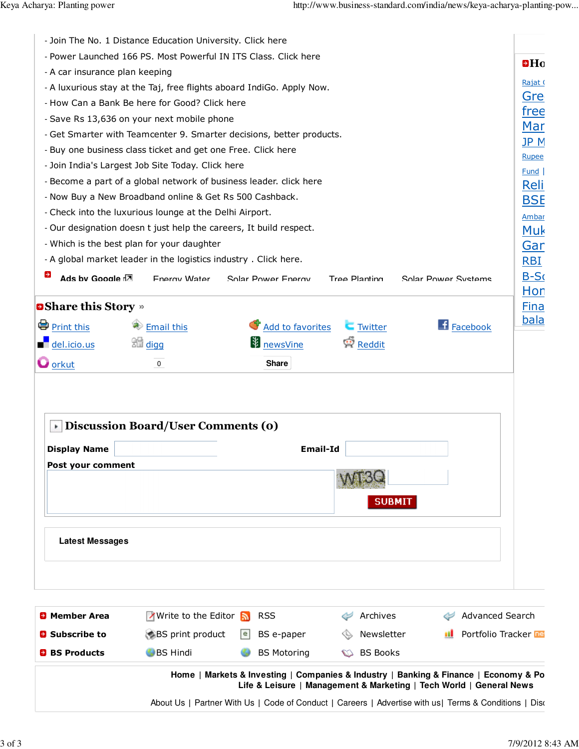- Join The No. 1 Distance Education University. Click here
- Power Launched 166 PS. Most Powerful IN ITS Class. Click here
- A car insurance plan keeping
- A luxurious stay at the Taj, free flights aboard IndiGo. Apply Now.
- How Can a Bank Be here for Good? Click here
- Save Rs 13,636 on your next mobile phone
- Get Smarter with Teamcenter 9. Smarter decisions, better products.
- Buy one business class ticket and get one Free. Click here
- Join India's Largest Job Site Today. Click here
- Become a part of a global network of business leader. click here
- Now Buy a New Broadband online & Get Rs 500 Cashback.
- Check into the luxurious lounge at the Delhi Airport.
- Our designation doesn t just help the careers, It build respect.
- Which is the best plan for your daughter
- A global market leader in the logistics industry . Click here.

**Ads by Google** Energy Water Solar Power Energy Tree Planting Solar Power Systems

## Share this Story »

Print this | Email this | Add to favorites | Twitter | Facebook
del.icio.us | digg | newsVine | Reddit
orkut | 0 | Share

## Discussion Board/User Comments (0)

**Display Name** **Email-Id**

**Post your comment**

SUBMIT

**Latest Messages**

**Member Area** Write to the Editor RSS Archives Advanced Search
**Subscribe to** BS print product BS e-paper Newsletter Portfolio Tracker
**BS Products** BS Hindi BS Motoring BS Books

**Home** | **Markets & Investing** | **Companies & Industry** | **Banking & Finance** | **Economy & Po**
**Life & Leisure** | **Management & Marketing** | **Tech World** | **General News**

About Us | Partner With Us | Code of Conduct | Careers | Advertise with us| Terms & Conditions | Disc

**Ho**
Rajat
Gre
free
Mar
JP M
Rupee
Fund |
Reli
BSE
Ambar
Muk
Gar
RBI
B-S
Hon
Fina
bala